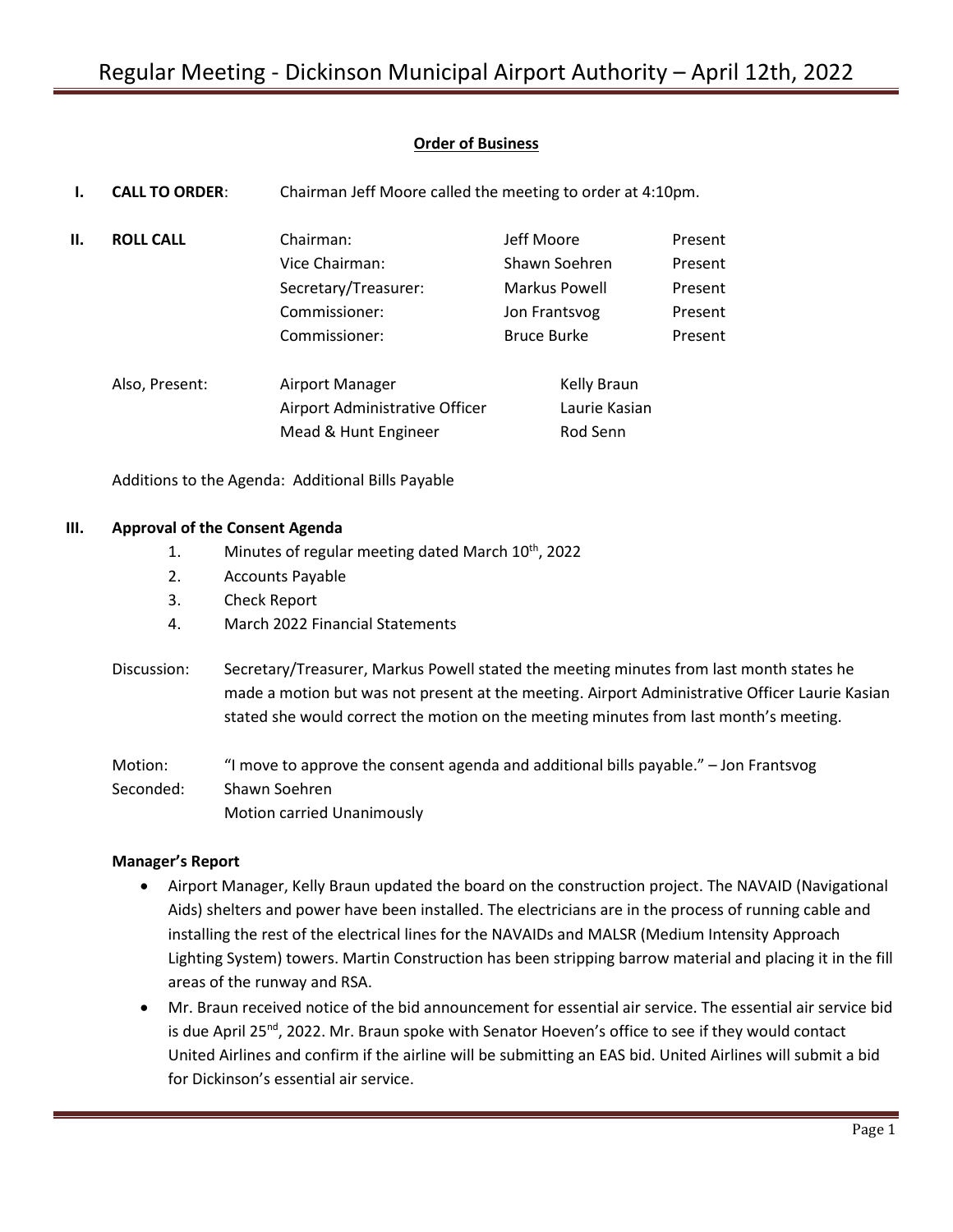# Regular Meeting - Dickinson Municipal Airport Authority – April 12th, 2022

**Order of Business**

**I. CALL TO ORDER**: Chairman Jeff Moore called the meeting to order at 4:10pm.

**II. ROLL CALL**

| | | |
|---|---|---|
| Chairman: | Jeff Moore | Present |
| Vice Chairman: | Shawn Soehren | Present |
| Secretary/Treasurer: | Markus Powell | Present |
| Commissioner: | Jon Frantsvog | Present |
| Commissioner: | Bruce Burke | Present |

Also, Present:

| | |
|---|---|
| Airport Manager | Kelly Braun |
| Airport Administrative Officer | Laurie Kasian |
| Mead & Hunt Engineer | Rod Senn |

Additions to the Agenda: Additional Bills Payable

**III. Approval of the Consent Agenda**

1. Minutes of regular meeting dated March 10th, 2022
2. Accounts Payable
3. Check Report
4. March 2022 Financial Statements

Discussion: Secretary/Treasurer, Markus Powell stated the meeting minutes from last month states he made a motion but was not present at the meeting. Airport Administrative Officer Laurie Kasian stated she would correct the motion on the meeting minutes from last month's meeting.

Motion: "I move to approve the consent agenda and additional bills payable." – Jon Frantsvog
Seconded: Shawn Soehren
Motion carried Unanimously

**Manager's Report**

- Airport Manager, Kelly Braun updated the board on the construction project. The NAVAID (Navigational Aids) shelters and power have been installed. The electricians are in the process of running cable and installing the rest of the electrical lines for the NAVAIDs and MALSR (Medium Intensity Approach Lighting System) towers. Martin Construction has been stripping barrow material and placing it in the fill areas of the runway and RSA.
- Mr. Braun received notice of the bid announcement for essential air service. The essential air service bid is due April 25th, 2022. Mr. Braun spoke with Senator Hoeven's office to see if they would contact United Airlines and confirm if the airline will be submitting an EAS bid. United Airlines will submit a bid for Dickinson's essential air service.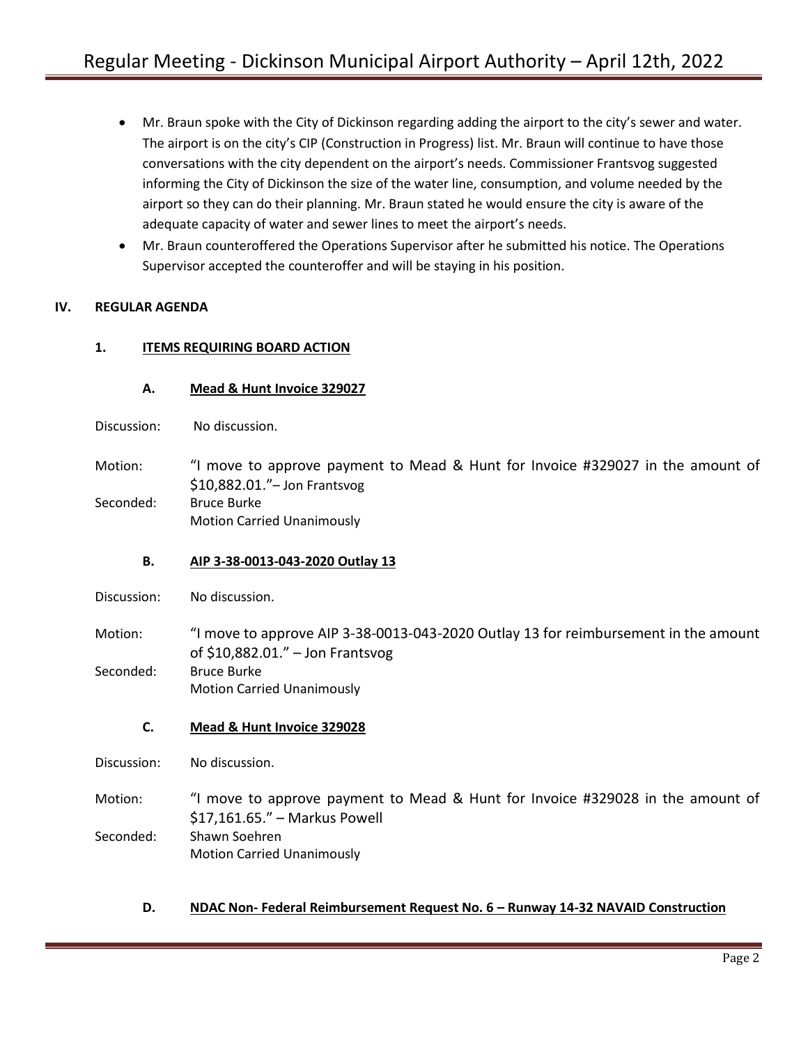- Mr. Braun spoke with the City of Dickinson regarding adding the airport to the city's sewer and water. The airport is on the city's CIP (Construction in Progress) list. Mr. Braun will continue to have those conversations with the city dependent on the airport's needs. Commissioner Frantsvog suggested informing the City of Dickinson the size of the water line, consumption, and volume needed by the airport so they can do their planning. Mr. Braun stated he would ensure the city is aware of the adequate capacity of water and sewer lines to meet the airport's needs.
- Mr. Braun counteroffered the Operations Supervisor after he submitted his notice. The Operations Supervisor accepted the counteroffer and will be staying in his position.

## IV. REGULAR AGENDA

### 1. ITEMS REQUIRING BOARD ACTION

#### A. Mead & Hunt Invoice 329027

Discussion: No discussion.

Motion: "I move to approve payment to Mead & Hunt for Invoice #329027 in the amount of $10,882.01."– Jon Frantsvog

Seconded: Bruce Burke

Motion Carried Unanimously

#### B. AIP 3-38-0013-043-2020 Outlay 13

Discussion: No discussion.

Motion: "I move to approve AIP 3-38-0013-043-2020 Outlay 13 for reimbursement in the amount of $10,882.01." – Jon Frantsvog

Seconded: Bruce Burke

Motion Carried Unanimously

#### C. Mead & Hunt Invoice 329028

Discussion: No discussion.

Motion: "I move to approve payment to Mead & Hunt for Invoice #329028 in the amount of $17,161.65." – Markus Powell

Seconded: Shawn Soehren

Motion Carried Unanimously

#### D. NDAC Non- Federal Reimbursement Request No. 6 – Runway 14-32 NAVAID Construction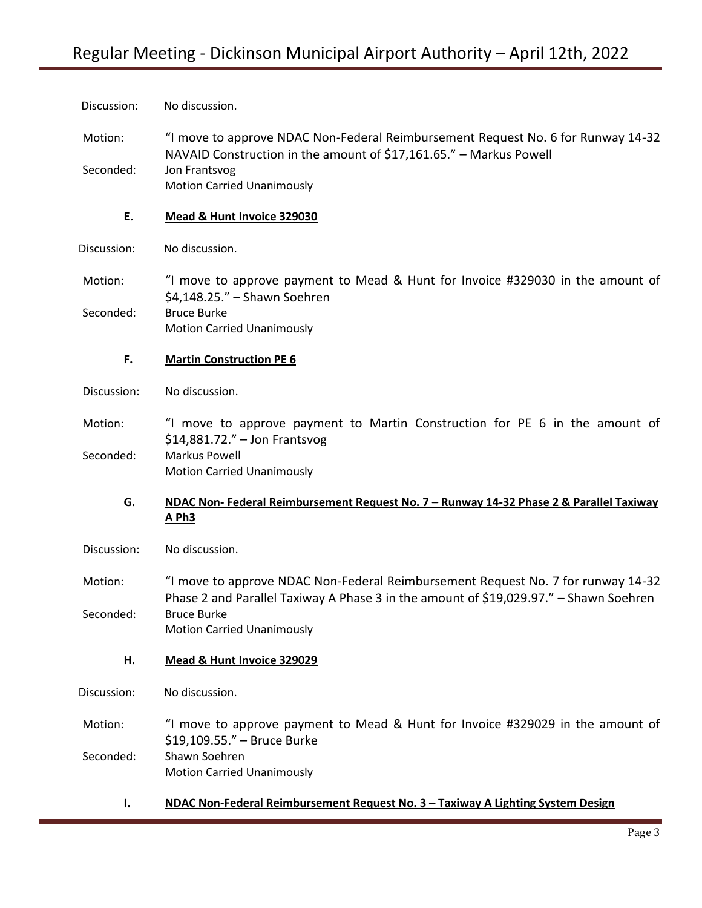Discussion: No discussion.

Motion: "I move to approve NDAC Non-Federal Reimbursement Request No. 6 for Runway 14-32 NAVAID Construction in the amount of $17,161.65." – Markus Powell

Seconded: Jon Frantsvog
Motion Carried Unanimously

**E. <u>Mead & Hunt Invoice 329030</u>**

Discussion: No discussion.

Motion: "I move to approve payment to Mead & Hunt for Invoice #329030 in the amount of $4,148.25." – Shawn Soehren

Seconded: Bruce Burke
Motion Carried Unanimously

**F. <u>Martin Construction PE 6</u>**

Discussion: No discussion.

Motion: "I move to approve payment to Martin Construction for PE 6 in the amount of $14,881.72." – Jon Frantsvog

Seconded: Markus Powell
Motion Carried Unanimously

**G. <u>NDAC Non- Federal Reimbursement Request No. 7 – Runway 14-32 Phase 2 & Parallel Taxiway A Ph3</u>**

Discussion: No discussion.

Motion: "I move to approve NDAC Non-Federal Reimbursement Request No. 7 for runway 14-32 Phase 2 and Parallel Taxiway A Phase 3 in the amount of $19,029.97." – Shawn Soehren

Seconded: Bruce Burke
Motion Carried Unanimously

**H. <u>Mead & Hunt Invoice 329029</u>**

Discussion: No discussion.

Motion: "I move to approve payment to Mead & Hunt for Invoice #329029 in the amount of $19,109.55." – Bruce Burke

Seconded: Shawn Soehren
Motion Carried Unanimously

**I. <u>NDAC Non-Federal Reimbursement Request No. 3 – Taxiway A Lighting System Design</u>**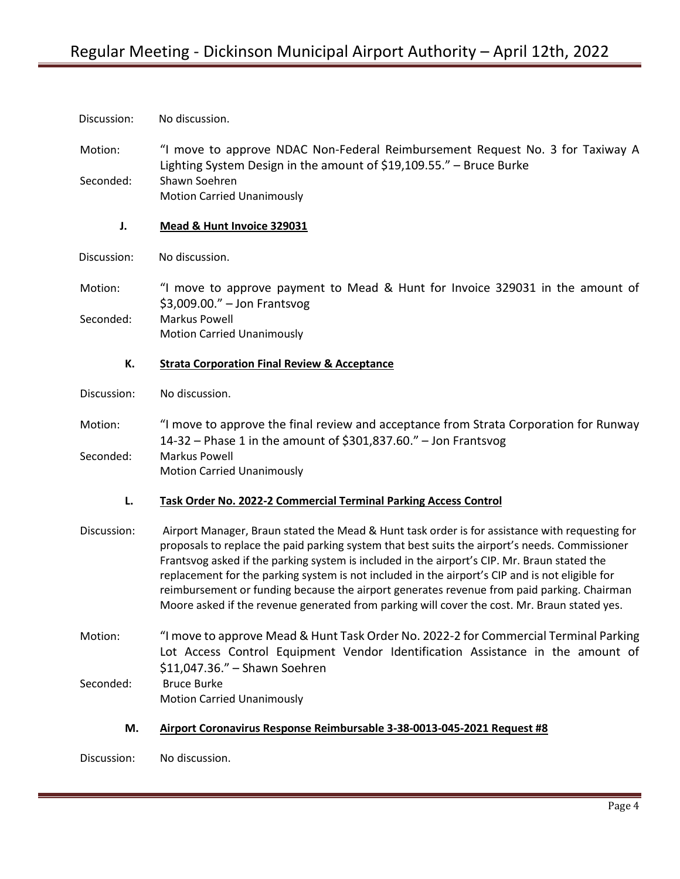Discussion: No discussion.

Motion: "I move to approve NDAC Non-Federal Reimbursement Request No. 3 for Taxiway A Lighting System Design in the amount of $19,109.55." – Bruce Burke

Seconded: Shawn Soehren

Motion Carried Unanimously

### J. Mead & Hunt Invoice 329031

Discussion: No discussion.

Motion: "I move to approve payment to Mead & Hunt for Invoice 329031 in the amount of $3,009.00." – Jon Frantsvog

Seconded: Markus Powell

Motion Carried Unanimously

### K. Strata Corporation Final Review & Acceptance

Discussion: No discussion.

Motion: "I move to approve the final review and acceptance from Strata Corporation for Runway 14-32 – Phase 1 in the amount of $301,837.60." – Jon Frantsvog

Seconded: Markus Powell

Motion Carried Unanimously

### L. Task Order No. 2022-2 Commercial Terminal Parking Access Control

Discussion: Airport Manager, Braun stated the Mead & Hunt task order is for assistance with requesting for proposals to replace the paid parking system that best suits the airport's needs. Commissioner Frantsvog asked if the parking system is included in the airport's CIP. Mr. Braun stated the replacement for the parking system is not included in the airport's CIP and is not eligible for reimbursement or funding because the airport generates revenue from paid parking. Chairman Moore asked if the revenue generated from parking will cover the cost. Mr. Braun stated yes.

Motion: "I move to approve Mead & Hunt Task Order No. 2022-2 for Commercial Terminal Parking Lot Access Control Equipment Vendor Identification Assistance in the amount of $11,047.36." – Shawn Soehren

Seconded: Bruce Burke

Motion Carried Unanimously

### M. Airport Coronavirus Response Reimbursable 3-38-0013-045-2021 Request #8

Discussion: No discussion.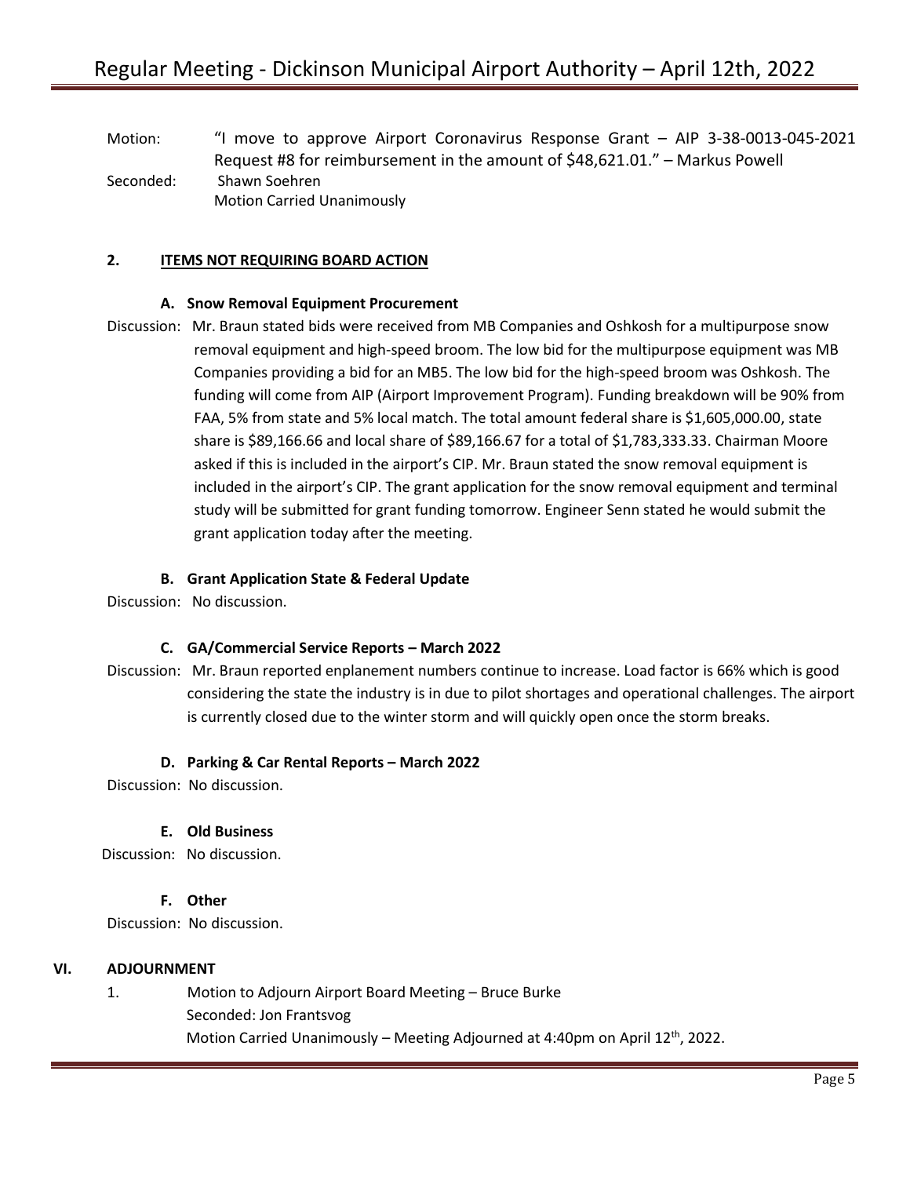Motion: "I move to approve Airport Coronavirus Response Grant – AIP 3-38-0013-045-2021 Request #8 for reimbursement in the amount of $48,621.01." – Markus Powell

Seconded: Shawn Soehren

Motion Carried Unanimously

## 2. ITEMS NOT REQUIRING BOARD ACTION

### A. Snow Removal Equipment Procurement

Discussion: Mr. Braun stated bids were received from MB Companies and Oshkosh for a multipurpose snow removal equipment and high-speed broom. The low bid for the multipurpose equipment was MB Companies providing a bid for an MB5. The low bid for the high-speed broom was Oshkosh. The funding will come from AIP (Airport Improvement Program). Funding breakdown will be 90% from FAA, 5% from state and 5% local match. The total amount federal share is $1,605,000.00, state share is $89,166.66 and local share of $89,166.67 for a total of $1,783,333.33. Chairman Moore asked if this is included in the airport's CIP. Mr. Braun stated the snow removal equipment is included in the airport's CIP. The grant application for the snow removal equipment and terminal study will be submitted for grant funding tomorrow. Engineer Senn stated he would submit the grant application today after the meeting.

### B. Grant Application State & Federal Update

Discussion: No discussion.

### C. GA/Commercial Service Reports – March 2022

Discussion: Mr. Braun reported enplanement numbers continue to increase. Load factor is 66% which is good considering the state the industry is in due to pilot shortages and operational challenges. The airport is currently closed due to the winter storm and will quickly open once the storm breaks.

### D. Parking & Car Rental Reports – March 2022

Discussion: No discussion.

### E. Old Business

Discussion: No discussion.

### F. Other

Discussion: No discussion.

## VI. ADJOURNMENT

1. Motion to Adjourn Airport Board Meeting – Bruce Burke

   Seconded: Jon Frantsvog

   Motion Carried Unanimously – Meeting Adjourned at 4:40pm on April 12th, 2022.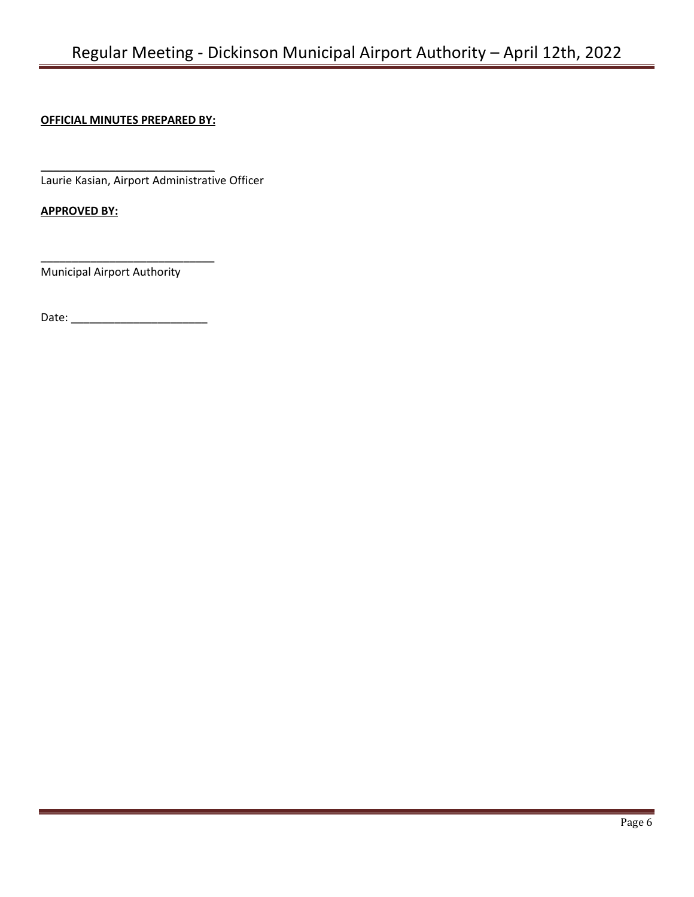**OFFICIAL MINUTES PREPARED BY:**

_____________________________
Laurie Kasian, Airport Administrative Officer

**APPROVED BY:**

_____________________________
Municipal Airport Authority

Date: _______________________